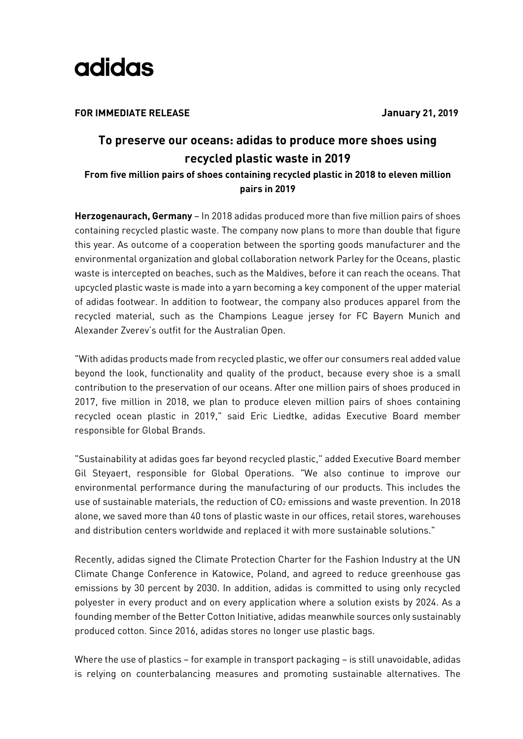adidas

**FOR IMMEDIATE RELEASE** **January 21, 2019**

# To preserve our oceans: adidas to produce more shoes using recycled plastic waste in 2019

**From five million pairs of shoes containing recycled plastic in 2018 to eleven million pairs in 2019**

**Herzogenaurach, Germany** – In 2018 adidas produced more than five million pairs of shoes containing recycled plastic waste. The company now plans to more than double that figure this year. As outcome of a cooperation between the sporting goods manufacturer and the environmental organization and global collaboration network Parley for the Oceans, plastic waste is intercepted on beaches, such as the Maldives, before it can reach the oceans. That upcycled plastic waste is made into a yarn becoming a key component of the upper material of adidas footwear. In addition to footwear, the company also produces apparel from the recycled material, such as the Champions League jersey for FC Bayern Munich and Alexander Zverev's outfit for the Australian Open.

"With adidas products made from recycled plastic, we offer our consumers real added value beyond the look, functionality and quality of the product, because every shoe is a small contribution to the preservation of our oceans. After one million pairs of shoes produced in 2017, five million in 2018, we plan to produce eleven million pairs of shoes containing recycled ocean plastic in 2019," said Eric Liedtke, adidas Executive Board member responsible for Global Brands.

"Sustainability at adidas goes far beyond recycled plastic," added Executive Board member Gil Steyaert, responsible for Global Operations. "We also continue to improve our environmental performance during the manufacturing of our products. This includes the use of sustainable materials, the reduction of $CO_2$ emissions and waste prevention. In 2018 alone, we saved more than 40 tons of plastic waste in our offices, retail stores, warehouses and distribution centers worldwide and replaced it with more sustainable solutions."

Recently, adidas signed the Climate Protection Charter for the Fashion Industry at the UN Climate Change Conference in Katowice, Poland, and agreed to reduce greenhouse gas emissions by 30 percent by 2030. In addition, adidas is committed to using only recycled polyester in every product and on every application where a solution exists by 2024. As a founding member of the Better Cotton Initiative, adidas meanwhile sources only sustainably produced cotton. Since 2016, adidas stores no longer use plastic bags.

Where the use of plastics – for example in transport packaging – is still unavoidable, adidas is relying on counterbalancing measures and promoting sustainable alternatives. The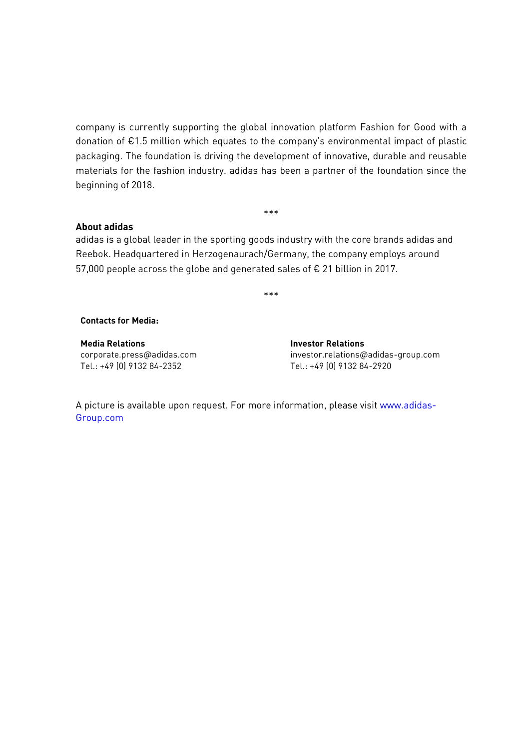company is currently supporting the global innovation platform Fashion for Good with a donation of €1.5 million which equates to the company's environmental impact of plastic packaging. The foundation is driving the development of innovative, durable and reusable materials for the fashion industry. adidas has been a partner of the foundation since the beginning of 2018.

***

**About adidas**

adidas is a global leader in the sporting goods industry with the core brands adidas and Reebok. Headquartered in Herzogenaurach/Germany, the company employs around 57,000 people across the globe and generated sales of € 21 billion in 2017.

***

**Contacts for Media:**

**Media Relations**
corporate.press@adidas.com
Tel.: +49 (0) 9132 84-2352

**Investor Relations**
investor.relations@adidas-group.com
Tel.: +49 (0) 9132 84-2920

A picture is available upon request. For more information, please visit www.adidas-Group.com